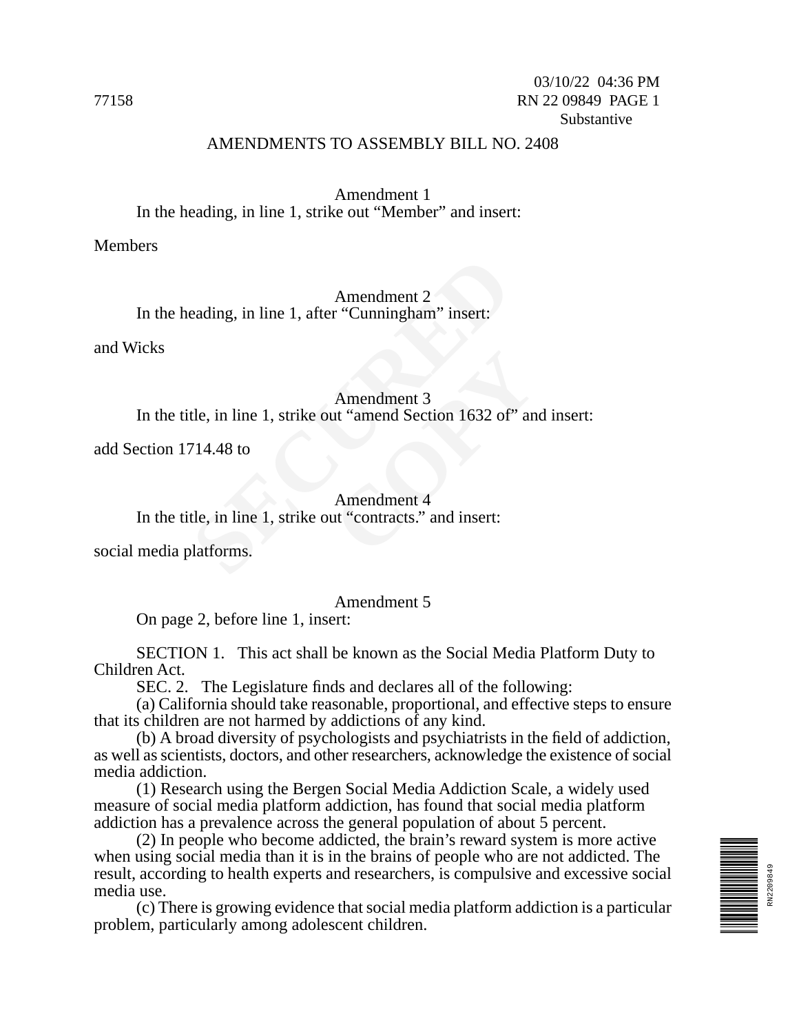03/10/22 04:36 PM

77158 RN 22 09849 PAGE 1

Substantive

# AMENDMENTS TO ASSEMBLY BILL NO. 2408

Amendment 1

In the heading, in line 1, strike out “Member” and insert:

Members

Amendment 2

In the heading, in line 1, after “Cunningham” insert:

and Wicks

Amendment 3

In the title, in line 1, strike out “amend Section 1632 of” and insert:

add Section 1714.48 to

Amendment 4

In the title, in line 1, strike out “contracts.” and insert:

social media platforms.

Amendment 5

On page 2, before line 1, insert:

SECTION 1. This act shall be known as the Social Media Platform Duty to Children Act.

SEC. 2. The Legislature finds and declares all of the following:

(a) California should take reasonable, proportional, and effective steps to ensure that its children are not harmed by addictions of any kind.

(b) A broad diversity of psychologists and psychiatrists in the field of addiction, as well as scientists, doctors, and other researchers, acknowledge the existence of social media addiction.

(1) Research using the Bergen Social Media Addiction Scale, a widely used measure of social media platform addiction, has found that social media platform addiction has a prevalence across the general population of about 5 percent.

(2) In people who become addicted, the brain’s reward system is more active when using social media than it is in the brains of people who are not addicted. The result, according to health experts and researchers, is compulsive and excessive social media use.

(c) There is growing evidence that social media platform addiction is a particular problem, particularly among adolescent children.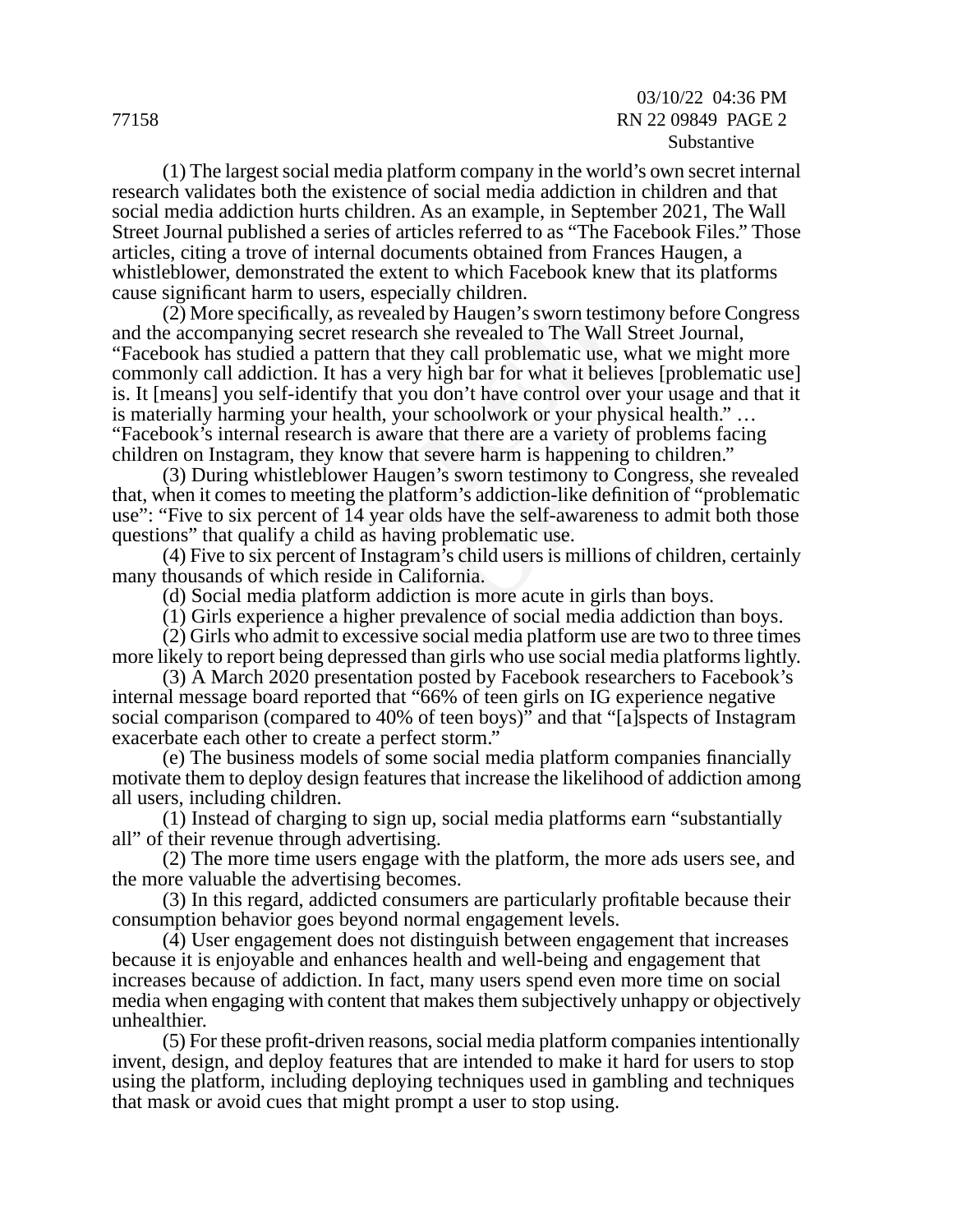(1) The largest social media platform company in the world's own secret internal research validates both the existence of social media addiction in children and that social media addiction hurts children. As an example, in September 2021, The Wall Street Journal published a series of articles referred to as "The Facebook Files." Those articles, citing a trove of internal documents obtained from Frances Haugen, a whistleblower, demonstrated the extent to which Facebook knew that its platforms cause significant harm to users, especially children.

(2) More specifically, as revealed by Haugen's sworn testimony before Congress and the accompanying secret research she revealed to The Wall Street Journal, "Facebook has studied a pattern that they call problematic use, what we might more commonly call addiction. It has a very high bar for what it believes [problematic use] is. It [means] you self-identify that you don't have control over your usage and that it is materially harming your health, your schoolwork or your physical health." … "Facebook's internal research is aware that there are a variety of problems facing children on Instagram, they know that severe harm is happening to children."

(3) During whistleblower Haugen's sworn testimony to Congress, she revealed that, when it comes to meeting the platform's addiction-like definition of "problematic use": "Five to six percent of 14 year olds have the self-awareness to admit both those questions" that qualify a child as having problematic use.

(4) Five to six percent of Instagram's child users is millions of children, certainly many thousands of which reside in California.

(d) Social media platform addiction is more acute in girls than boys.

(1) Girls experience a higher prevalence of social media addiction than boys.

(2) Girls who admit to excessive social media platform use are two to three times more likely to report being depressed than girls who use social media platforms lightly.

(3) A March 2020 presentation posted by Facebook researchers to Facebook's internal message board reported that "66% of teen girls on IG experience negative social comparison (compared to 40% of teen boys)" and that "[a]spects of Instagram exacerbate each other to create a perfect storm."

(e) The business models of some social media platform companies financially motivate them to deploy design features that increase the likelihood of addiction among all users, including children.

(1) Instead of charging to sign up, social media platforms earn "substantially all" of their revenue through advertising.

(2) The more time users engage with the platform, the more ads users see, and the more valuable the advertising becomes.

(3) In this regard, addicted consumers are particularly profitable because their consumption behavior goes beyond normal engagement levels.

(4) User engagement does not distinguish between engagement that increases because it is enjoyable and enhances health and well-being and engagement that increases because of addiction. In fact, many users spend even more time on social media when engaging with content that makes them subjectively unhappy or objectively unhealthier.

(5) For these profit-driven reasons, social media platform companies intentionally invent, design, and deploy features that are intended to make it hard for users to stop using the platform, including deploying techniques used in gambling and techniques that mask or avoid cues that might prompt a user to stop using.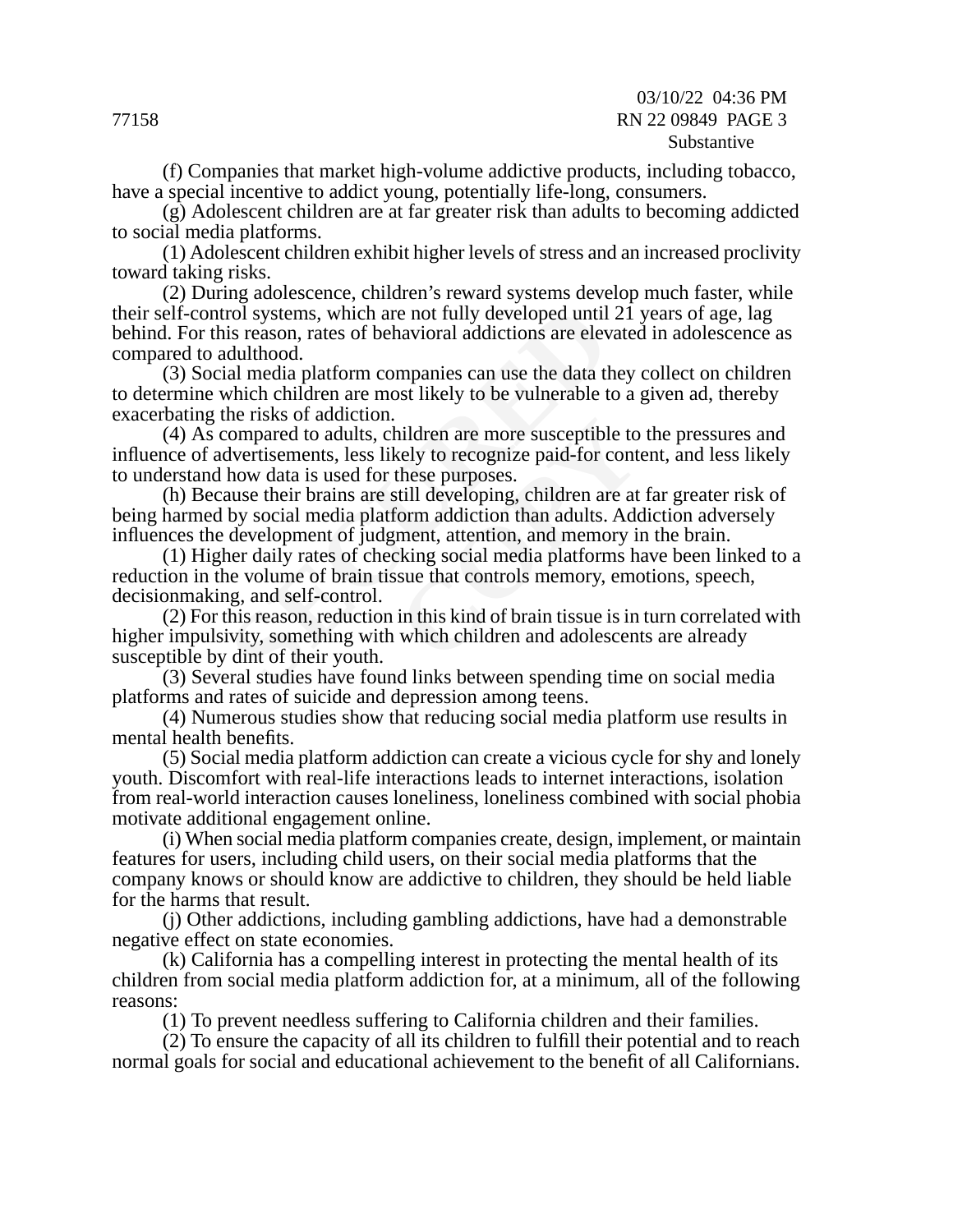(f) Companies that market high-volume addictive products, including tobacco, have a special incentive to addict young, potentially life-long, consumers.

(g) Adolescent children are at far greater risk than adults to becoming addicted to social media platforms.

(1) Adolescent children exhibit higher levels of stress and an increased proclivity toward taking risks.

(2) During adolescence, children's reward systems develop much faster, while their self-control systems, which are not fully developed until 21 years of age, lag behind. For this reason, rates of behavioral addictions are elevated in adolescence as compared to adulthood.

(3) Social media platform companies can use the data they collect on children to determine which children are most likely to be vulnerable to a given ad, thereby exacerbating the risks of addiction.

(4) As compared to adults, children are more susceptible to the pressures and influence of advertisements, less likely to recognize paid-for content, and less likely to understand how data is used for these purposes.

(h) Because their brains are still developing, children are at far greater risk of being harmed by social media platform addiction than adults. Addiction adversely influences the development of judgment, attention, and memory in the brain.

(1) Higher daily rates of checking social media platforms have been linked to a reduction in the volume of brain tissue that controls memory, emotions, speech, decisionmaking, and self-control.

(2) For this reason, reduction in this kind of brain tissue is in turn correlated with higher impulsivity, something with which children and adolescents are already susceptible by dint of their youth.

(3) Several studies have found links between spending time on social media platforms and rates of suicide and depression among teens.

(4) Numerous studies show that reducing social media platform use results in mental health benefits.

(5) Social media platform addiction can create a vicious cycle for shy and lonely youth. Discomfort with real-life interactions leads to internet interactions, isolation from real-world interaction causes loneliness, loneliness combined with social phobia motivate additional engagement online.

(i) When social media platform companies create, design, implement, or maintain features for users, including child users, on their social media platforms that the company knows or should know are addictive to children, they should be held liable for the harms that result.

(j) Other addictions, including gambling addictions, have had a demonstrable negative effect on state economies.

(k) California has a compelling interest in protecting the mental health of its children from social media platform addiction for, at a minimum, all of the following reasons:

(1) To prevent needless suffering to California children and their families.

(2) To ensure the capacity of all its children to fulfill their potential and to reach normal goals for social and educational achievement to the benefit of all Californians.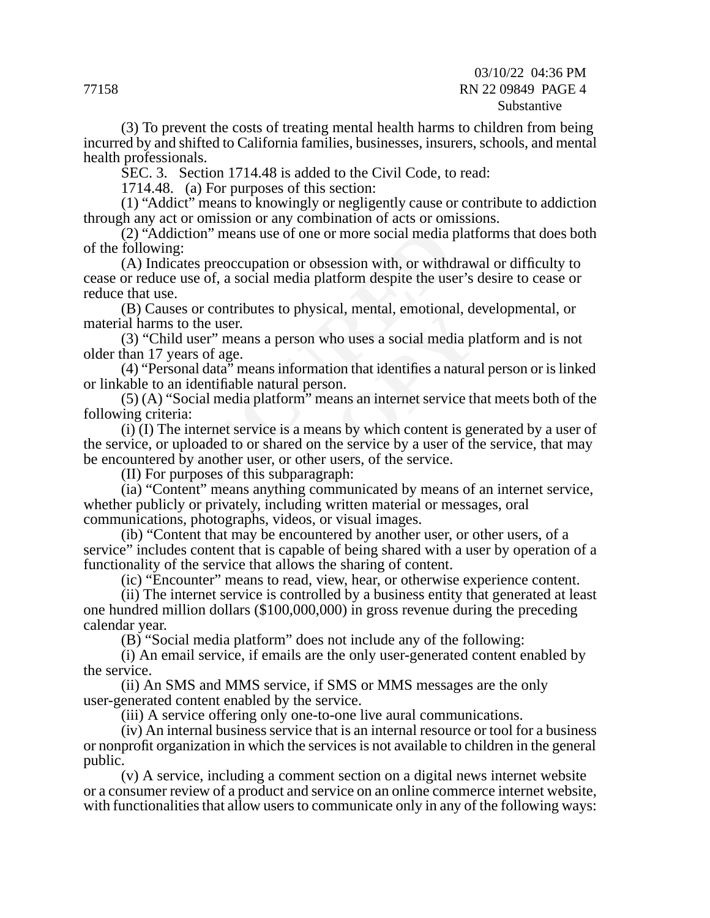(3) To prevent the costs of treating mental health harms to children from being incurred by and shifted to California families, businesses, insurers, schools, and mental health professionals.

SEC. 3. Section 1714.48 is added to the Civil Code, to read:

1714.48. (a) For purposes of this section:

(1) "Addict" means to knowingly or negligently cause or contribute to addiction through any act or omission or any combination of acts or omissions.

(2) "Addiction" means use of one or more social media platforms that does both of the following:

(A) Indicates preoccupation or obsession with, or withdrawal or difficulty to cease or reduce use of, a social media platform despite the user's desire to cease or reduce that use.

(B) Causes or contributes to physical, mental, emotional, developmental, or material harms to the user.

(3) "Child user" means a person who uses a social media platform and is not older than 17 years of age.

(4) "Personal data" means information that identifies a natural person or is linked or linkable to an identifiable natural person.

(5) (A) "Social media platform" means an internet service that meets both of the following criteria:

(i) (I) The internet service is a means by which content is generated by a user of the service, or uploaded to or shared on the service by a user of the service, that may be encountered by another user, or other users, of the service.

(II) For purposes of this subparagraph:

(ia) "Content" means anything communicated by means of an internet service, whether publicly or privately, including written material or messages, oral communications, photographs, videos, or visual images.

(ib) "Content that may be encountered by another user, or other users, of a service" includes content that is capable of being shared with a user by operation of a functionality of the service that allows the sharing of content.

(ic) "Encounter" means to read, view, hear, or otherwise experience content.

(ii) The internet service is controlled by a business entity that generated at least one hundred million dollars ($100,000,000) in gross revenue during the preceding calendar year.

(B) "Social media platform" does not include any of the following:

(i) An email service, if emails are the only user-generated content enabled by the service.

(ii) An SMS and MMS service, if SMS or MMS messages are the only user-generated content enabled by the service.

(iii) A service offering only one-to-one live aural communications.

(iv) An internal business service that is an internal resource or tool for a business or nonprofit organization in which the services is not available to children in the general public.

(v) A service, including a comment section on a digital news internet website or a consumer review of a product and service on an online commerce internet website, with functionalities that allow users to communicate only in any of the following ways: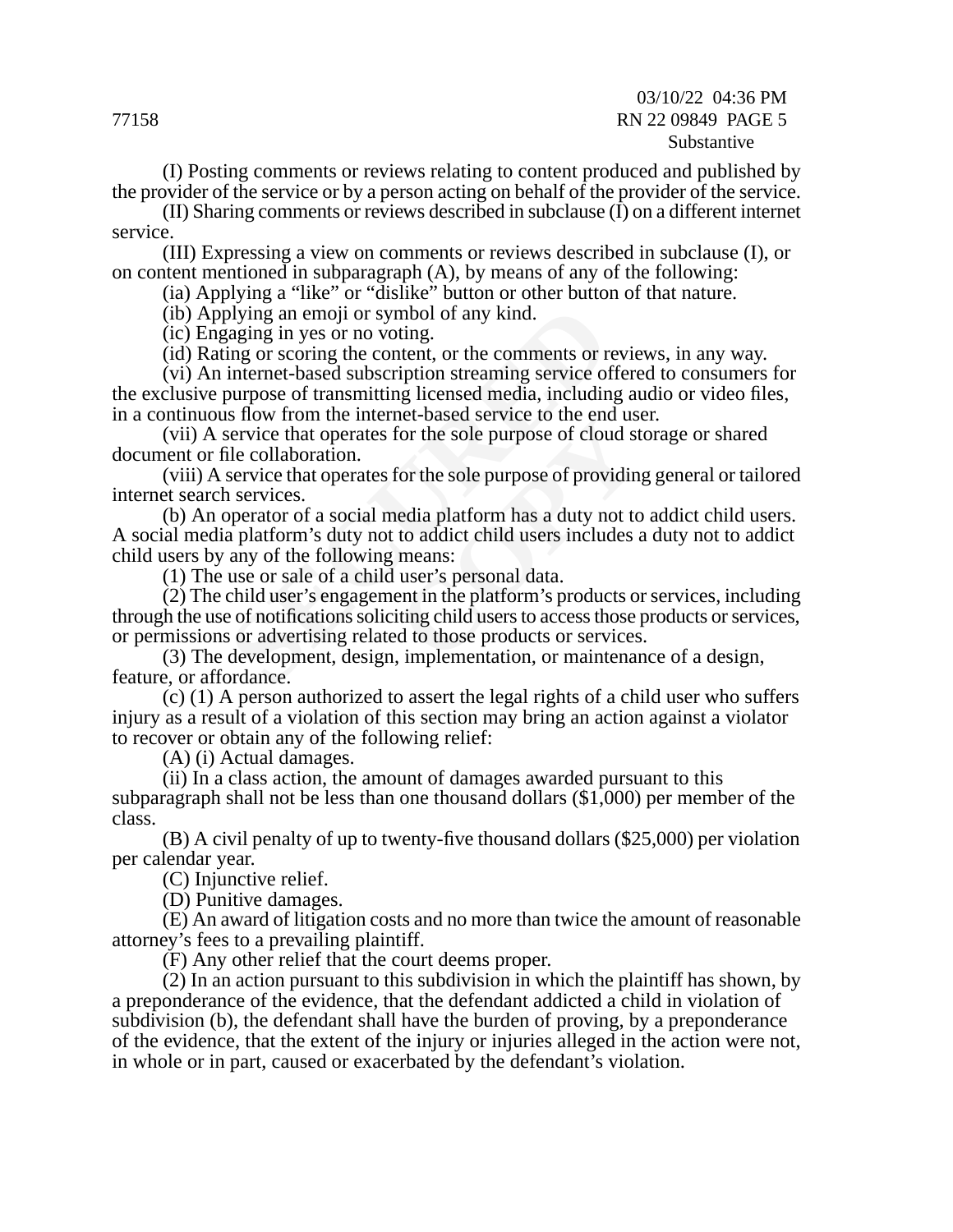(I) Posting comments or reviews relating to content produced and published by the provider of the service or by a person acting on behalf of the provider of the service.

(II) Sharing comments or reviews described in subclause (I) on a different internet service.

(III) Expressing a view on comments or reviews described in subclause (I), or on content mentioned in subparagraph (A), by means of any of the following:

(ia) Applying a "like" or "dislike" button or other button of that nature.

(ib) Applying an emoji or symbol of any kind.

(ic) Engaging in yes or no voting.

(id) Rating or scoring the content, or the comments or reviews, in any way.

(vi) An internet-based subscription streaming service offered to consumers for the exclusive purpose of transmitting licensed media, including audio or video files, in a continuous flow from the internet-based service to the end user.

(vii) A service that operates for the sole purpose of cloud storage or shared document or file collaboration.

(viii) A service that operates for the sole purpose of providing general or tailored internet search services.

(b) An operator of a social media platform has a duty not to addict child users. A social media platform's duty not to addict child users includes a duty not to addict child users by any of the following means:

(1) The use or sale of a child user's personal data.

(2) The child user's engagement in the platform's products or services, including through the use of notifications soliciting child users to access those products or services, or permissions or advertising related to those products or services.

(3) The development, design, implementation, or maintenance of a design, feature, or affordance.

(c) (1) A person authorized to assert the legal rights of a child user who suffers injury as a result of a violation of this section may bring an action against a violator to recover or obtain any of the following relief:

(A) (i) Actual damages.

(ii) In a class action, the amount of damages awarded pursuant to this subparagraph shall not be less than one thousand dollars ($1,000) per member of the class.

(B) A civil penalty of up to twenty-five thousand dollars ($25,000) per violation per calendar year.

(C) Injunctive relief.

(D) Punitive damages.

(E) An award of litigation costs and no more than twice the amount of reasonable attorney's fees to a prevailing plaintiff.

(F) Any other relief that the court deems proper.

(2) In an action pursuant to this subdivision in which the plaintiff has shown, by a preponderance of the evidence, that the defendant addicted a child in violation of subdivision (b), the defendant shall have the burden of proving, by a preponderance of the evidence, that the extent of the injury or injuries alleged in the action were not, in whole or in part, caused or exacerbated by the defendant's violation.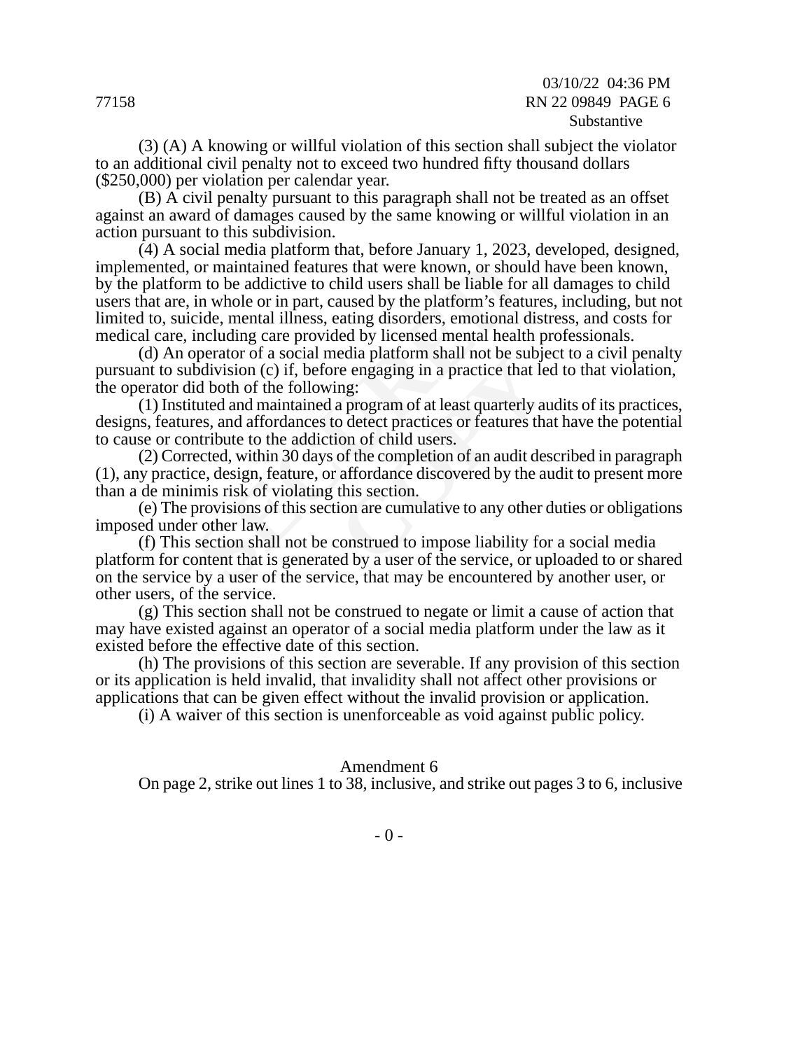(3) (A) A knowing or willful violation of this section shall subject the violator to an additional civil penalty not to exceed two hundred fifty thousand dollars ($250,000) per violation per calendar year.

(B) A civil penalty pursuant to this paragraph shall not be treated as an offset against an award of damages caused by the same knowing or willful violation in an action pursuant to this subdivision.

(4) A social media platform that, before January 1, 2023, developed, designed, implemented, or maintained features that were known, or should have been known, by the platform to be addictive to child users shall be liable for all damages to child users that are, in whole or in part, caused by the platform's features, including, but not limited to, suicide, mental illness, eating disorders, emotional distress, and costs for medical care, including care provided by licensed mental health professionals.

(d) An operator of a social media platform shall not be subject to a civil penalty pursuant to subdivision (c) if, before engaging in a practice that led to that violation, the operator did both of the following:

(1) Instituted and maintained a program of at least quarterly audits of its practices, designs, features, and affordances to detect practices or features that have the potential to cause or contribute to the addiction of child users.

(2) Corrected, within 30 days of the completion of an audit described in paragraph (1), any practice, design, feature, or affordance discovered by the audit to present more than a de minimis risk of violating this section.

(e) The provisions of this section are cumulative to any other duties or obligations imposed under other law.

(f) This section shall not be construed to impose liability for a social media platform for content that is generated by a user of the service, or uploaded to or shared on the service by a user of the service, that may be encountered by another user, or other users, of the service.

(g) This section shall not be construed to negate or limit a cause of action that may have existed against an operator of a social media platform under the law as it existed before the effective date of this section.

(h) The provisions of this section are severable. If any provision of this section or its application is held invalid, that invalidity shall not affect other provisions or applications that can be given effect without the invalid provision or application.

(i) A waiver of this section is unenforceable as void against public policy.

Amendment 6

On page 2, strike out lines 1 to 38, inclusive, and strike out pages 3 to 6, inclusive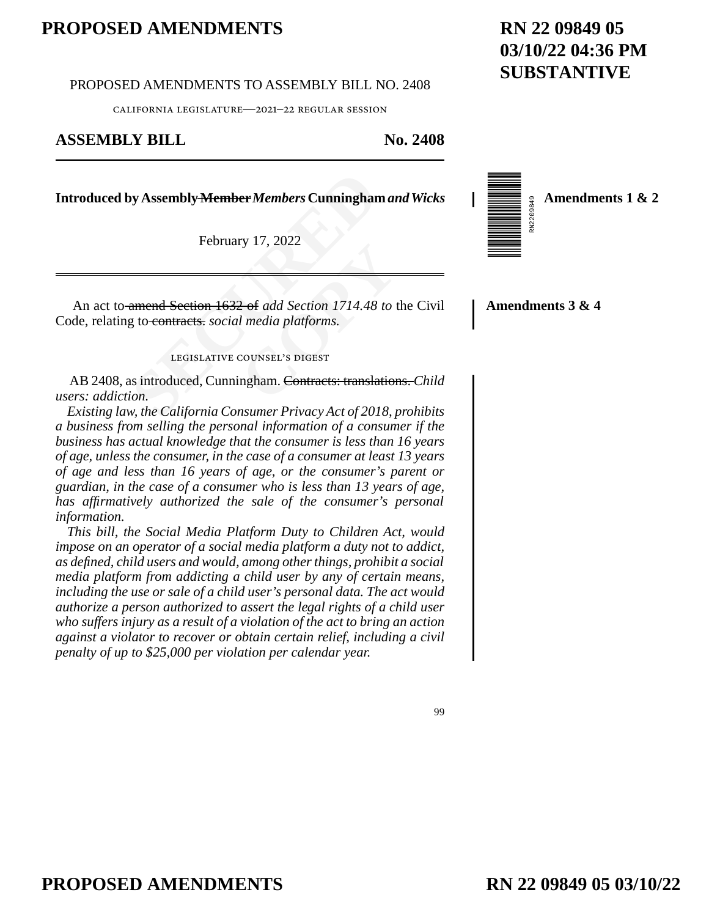# PROPOSED AMENDMENTS

**RN 22 09849 05**
**03/10/22 04:36 PM**
**SUBSTANTIVE**

PROPOSED AMENDMENTS TO ASSEMBLY BILL NO. 2408

CALIFORNIA LEGISLATURE—2021–22 REGULAR SESSION

**ASSEMBLY BILL** **No. 2408**

**Introduced by Assembly ~~Member~~ *Members* Cunningham *and Wicks***

**Amendments 1 & 2**

February 17, 2022

An act to ~~amend Section 1632 of~~ *add Section 1714.48 to* the Civil Code, relating to ~~contracts.~~ *social media platforms.*

**Amendments 3 & 4**

LEGISLATIVE COUNSEL'S DIGEST

AB 2408, as introduced, Cunningham. ~~Contracts: translations.~~ *Child users: addiction.*

*Existing law, the California Consumer Privacy Act of 2018, prohibits a business from selling the personal information of a consumer if the business has actual knowledge that the consumer is less than 16 years of age, unless the consumer, in the case of a consumer at least 13 years of age and less than 16 years of age, or the consumer's parent or guardian, in the case of a consumer who is less than 13 years of age, has affirmatively authorized the sale of the consumer's personal information.*

*This bill, the Social Media Platform Duty to Children Act, would impose on an operator of a social media platform a duty not to addict, as defined, child users and would, among other things, prohibit a social media platform from addicting a child user by any of certain means, including the use or sale of a child user's personal data. The act would authorize a person authorized to assert the legal rights of a child user who suffers injury as a result of a violation of the act to bring an action against a violator to recover or obtain certain relief, including a civil penalty of up to $25,000 per violation per calendar year.*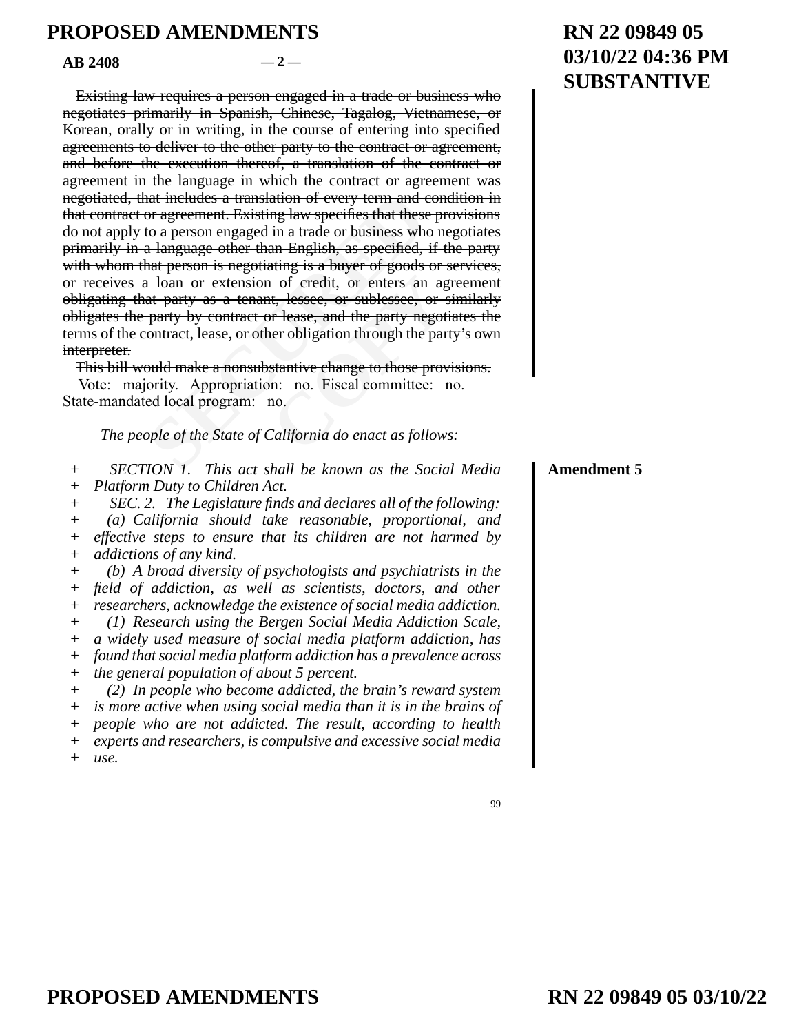~~Existing law requires a person engaged in a trade or business who negotiates primarily in Spanish, Chinese, Tagalog, Vietnamese, or Korean, orally or in writing, in the course of entering into specified agreements to deliver to the other party to the contract or agreement, and before the execution thereof, a translation of the contract or agreement in the language in which the contract or agreement was negotiated, that includes a translation of every term and condition in that contract or agreement. Existing law specifies that these provisions do not apply to a person engaged in a trade or business who negotiates primarily in a language other than English, as specified, if the party with whom that person is negotiating is a buyer of goods or services, or receives a loan or extension of credit, or enters an agreement obligating that party as a tenant, lessee, or sublessee, or similarly obligates the party by contract or lease, and the party negotiates the terms of the contract, lease, or other obligation through the party's own interpreter.~~

~~This bill would make a nonsubstantive change to those provisions.~~

Vote: majority. Appropriation: no. Fiscal committee: no. State-mandated local program: no.

*The people of the State of California do enact as follows:*

**Amendment 5**

\+ *SECTION 1. This act shall be known as the Social Media Platform Duty to Children Act.*

\+ *SEC. 2. The Legislature finds and declares all of the following:*

\+ *(a) California should take reasonable, proportional, and effective steps to ensure that its children are not harmed by addictions of any kind.*

\+ *(b) A broad diversity of psychologists and psychiatrists in the field of addiction, as well as scientists, doctors, and other researchers, acknowledge the existence of social media addiction.*

\+ *(1) Research using the Bergen Social Media Addiction Scale, a widely used measure of social media platform addiction, has found that social media platform addiction has a prevalence across the general population of about 5 percent.*

\+ *(2) In people who become addicted, the brain's reward system is more active when using social media than it is in the brains of people who are not addicted. The result, according to health experts and researchers, is compulsive and excessive social media use.*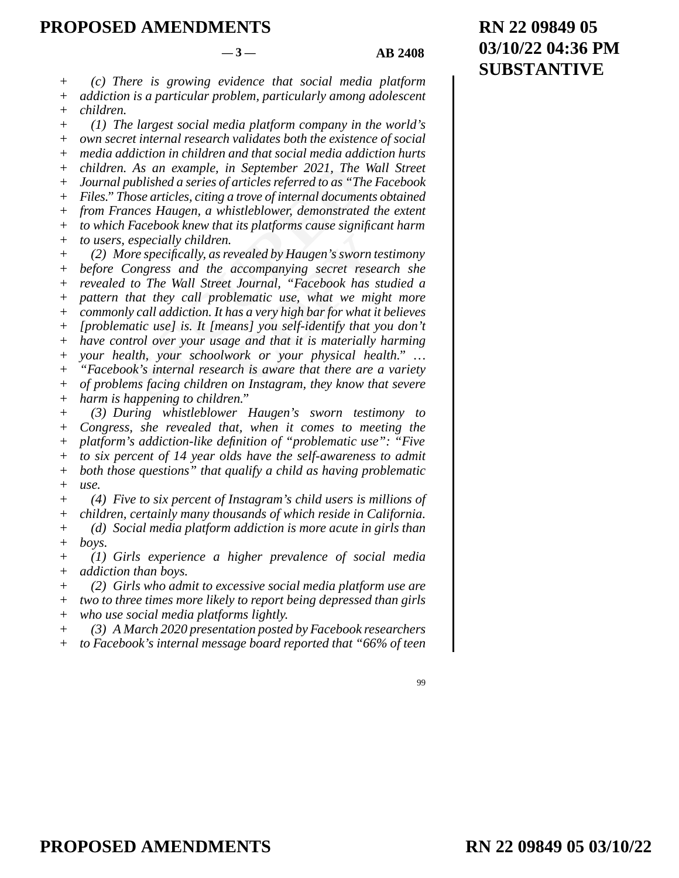*(c) There is growing evidence that social media platform addiction is a particular problem, particularly among adolescent children.*

*(1) The largest social media platform company in the world's own secret internal research validates both the existence of social media addiction in children and that social media addiction hurts children. As an example, in September 2021, The Wall Street Journal published a series of articles referred to as "The Facebook Files." Those articles, citing a trove of internal documents obtained from Frances Haugen, a whistleblower, demonstrated the extent to which Facebook knew that its platforms cause significant harm to users, especially children.*

*(2) More specifically, as revealed by Haugen's sworn testimony before Congress and the accompanying secret research she revealed to The Wall Street Journal, "Facebook has studied a pattern that they call problematic use, what we might more commonly call addiction. It has a very high bar for what it believes [problematic use] is. It [means] you self-identify that you don't have control over your usage and that it is materially harming your health, your schoolwork or your physical health." … "Facebook's internal research is aware that there are a variety of problems facing children on Instagram, they know that severe harm is happening to children."*

*(3) During whistleblower Haugen's sworn testimony to Congress, she revealed that, when it comes to meeting the platform's addiction-like definition of "problematic use": "Five to six percent of 14 year olds have the self-awareness to admit both those questions" that qualify a child as having problematic use.*

*(4) Five to six percent of Instagram's child users is millions of children, certainly many thousands of which reside in California.*

*(d) Social media platform addiction is more acute in girls than boys.*

*(1) Girls experience a higher prevalence of social media addiction than boys.*

*(2) Girls who admit to excessive social media platform use are two to three times more likely to report being depressed than girls who use social media platforms lightly.*

*(3) A March 2020 presentation posted by Facebook researchers to Facebook's internal message board reported that "66% of teen*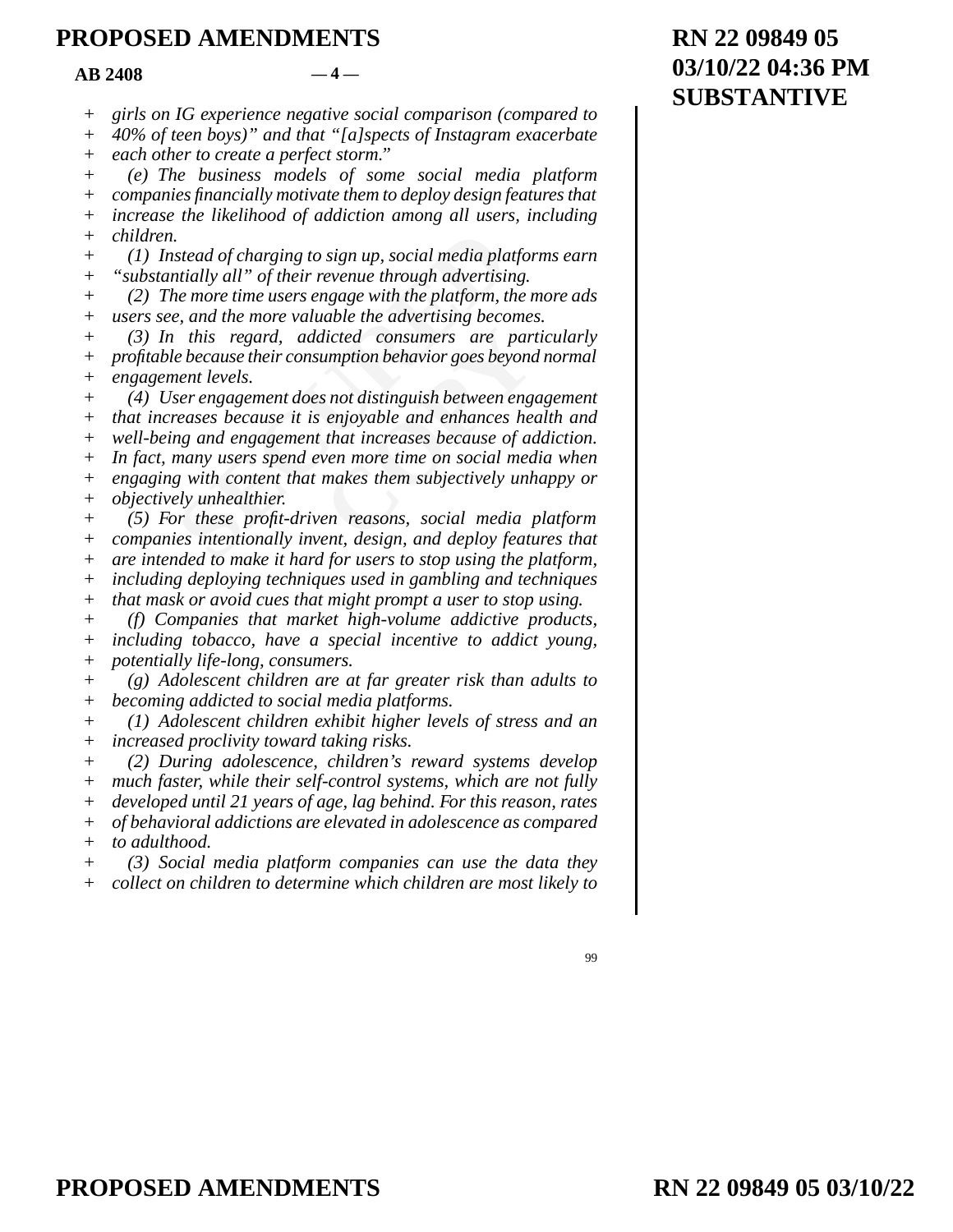*girls on IG experience negative social comparison (compared to 40% of teen boys)" and that "[a]spects of Instagram exacerbate each other to create a perfect storm."*

*(e) The business models of some social media platform companies financially motivate them to deploy design features that increase the likelihood of addiction among all users, including children.*

*(1) Instead of charging to sign up, social media platforms earn "substantially all" of their revenue through advertising.*

*(2) The more time users engage with the platform, the more ads users see, and the more valuable the advertising becomes.*

*(3) In this regard, addicted consumers are particularly profitable because their consumption behavior goes beyond normal engagement levels.*

*(4) User engagement does not distinguish between engagement that increases because it is enjoyable and enhances health and well-being and engagement that increases because of addiction. In fact, many users spend even more time on social media when engaging with content that makes them subjectively unhappy or objectively unhealthier.*

*(5) For these profit-driven reasons, social media platform companies intentionally invent, design, and deploy features that are intended to make it hard for users to stop using the platform, including deploying techniques used in gambling and techniques that mask or avoid cues that might prompt a user to stop using.*

*(f) Companies that market high-volume addictive products, including tobacco, have a special incentive to addict young, potentially life-long, consumers.*

*(g) Adolescent children are at far greater risk than adults to becoming addicted to social media platforms.*

*(1) Adolescent children exhibit higher levels of stress and an increased proclivity toward taking risks.*

*(2) During adolescence, children's reward systems develop much faster, while their self-control systems, which are not fully developed until 21 years of age, lag behind. For this reason, rates of behavioral addictions are elevated in adolescence as compared to adulthood.*

*(3) Social media platform companies can use the data they collect on children to determine which children are most likely to*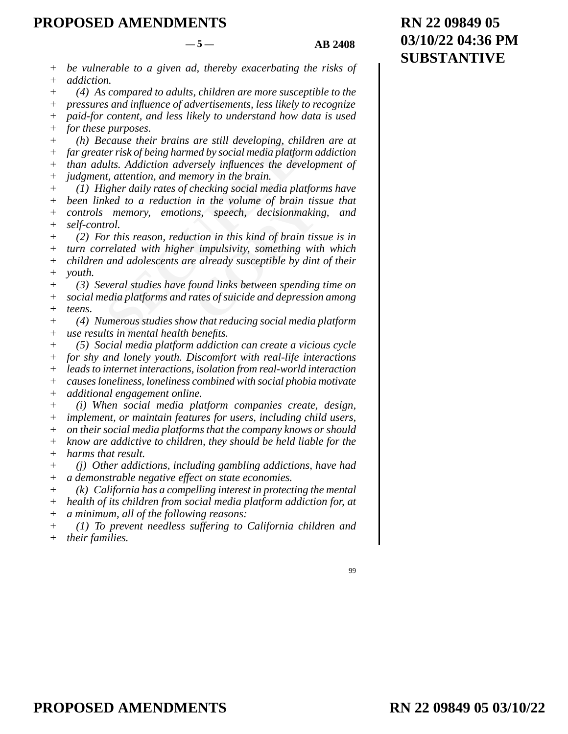*be vulnerable to a given ad, thereby exacerbating the risks of addiction.*

*(4) As compared to adults, children are more susceptible to the pressures and influence of advertisements, less likely to recognize paid-for content, and less likely to understand how data is used for these purposes.*

*(h) Because their brains are still developing, children are at far greater risk of being harmed by social media platform addiction than adults. Addiction adversely influences the development of judgment, attention, and memory in the brain.*

*(1) Higher daily rates of checking social media platforms have been linked to a reduction in the volume of brain tissue that controls memory, emotions, speech, decisionmaking, and self-control.*

*(2) For this reason, reduction in this kind of brain tissue is in turn correlated with higher impulsivity, something with which children and adolescents are already susceptible by dint of their youth.*

*(3) Several studies have found links between spending time on social media platforms and rates of suicide and depression among teens.*

*(4) Numerous studies show that reducing social media platform use results in mental health benefits.*

*(5) Social media platform addiction can create a vicious cycle for shy and lonely youth. Discomfort with real-life interactions leads to internet interactions, isolation from real-world interaction causes loneliness, loneliness combined with social phobia motivate additional engagement online.*

*(i) When social media platform companies create, design, implement, or maintain features for users, including child users, on their social media platforms that the company knows or should know are addictive to children, they should be held liable for the harms that result.*

*(j) Other addictions, including gambling addictions, have had a demonstrable negative effect on state economies.*

*(k) California has a compelling interest in protecting the mental health of its children from social media platform addiction for, at a minimum, all of the following reasons:*

*(1) To prevent needless suffering to California children and their families.*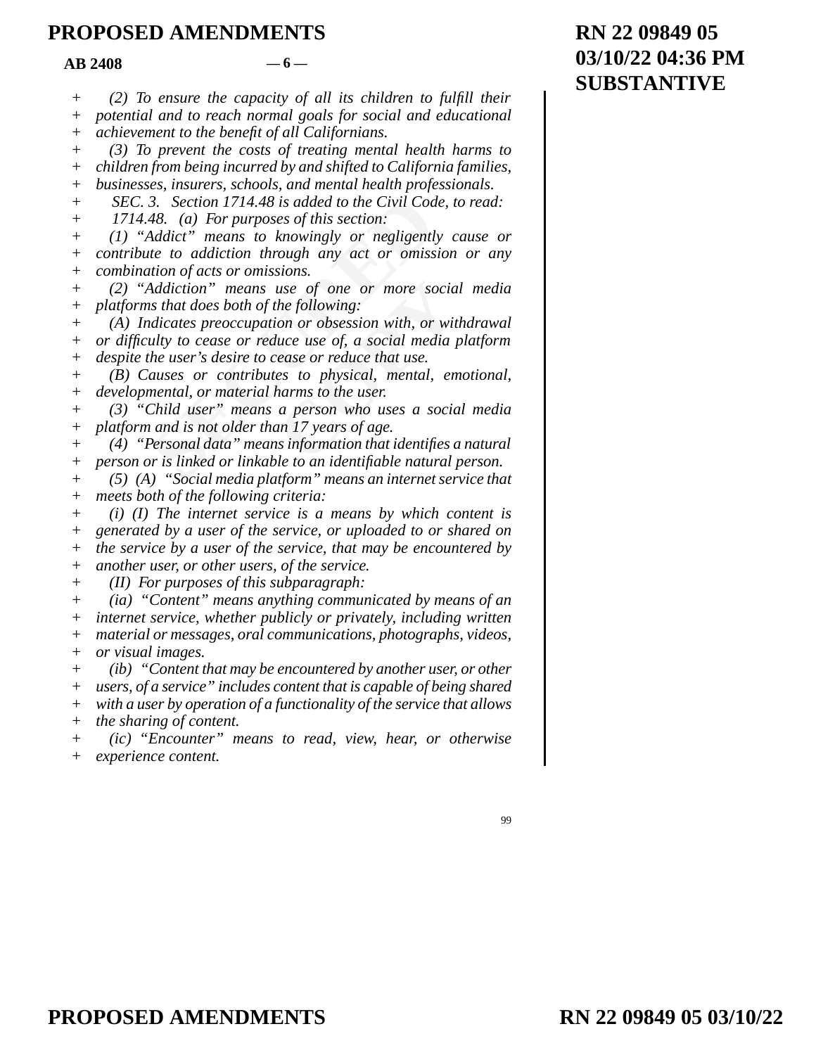*(2) To ensure the capacity of all its children to fulfill their potential and to reach normal goals for social and educational achievement to the benefit of all Californians.*

*(3) To prevent the costs of treating mental health harms to children from being incurred by and shifted to California families, businesses, insurers, schools, and mental health professionals.*

*SEC. 3. Section 1714.48 is added to the Civil Code, to read:*

*1714.48. (a) For purposes of this section:*

*(1) "Addict" means to knowingly or negligently cause or contribute to addiction through any act or omission or any combination of acts or omissions.*

*(2) "Addiction" means use of one or more social media platforms that does both of the following:*

*(A) Indicates preoccupation or obsession with, or withdrawal or difficulty to cease or reduce use of, a social media platform despite the user's desire to cease or reduce that use.*

*(B) Causes or contributes to physical, mental, emotional, developmental, or material harms to the user.*

*(3) "Child user" means a person who uses a social media platform and is not older than 17 years of age.*

*(4) "Personal data" means information that identifies a natural person or is linked or linkable to an identifiable natural person.*

*(5) (A) "Social media platform" means an internet service that meets both of the following criteria:*

*(i) (I) The internet service is a means by which content is generated by a user of the service, or uploaded to or shared on the service by a user of the service, that may be encountered by another user, or other users, of the service.*

*(II) For purposes of this subparagraph:*

*(ia) "Content" means anything communicated by means of an internet service, whether publicly or privately, including written material or messages, oral communications, photographs, videos, or visual images.*

*(ib) "Content that may be encountered by another user, or other users, of a service" includes content that is capable of being shared with a user by operation of a functionality of the service that allows the sharing of content.*

*(ic) "Encounter" means to read, view, hear, or otherwise experience content.*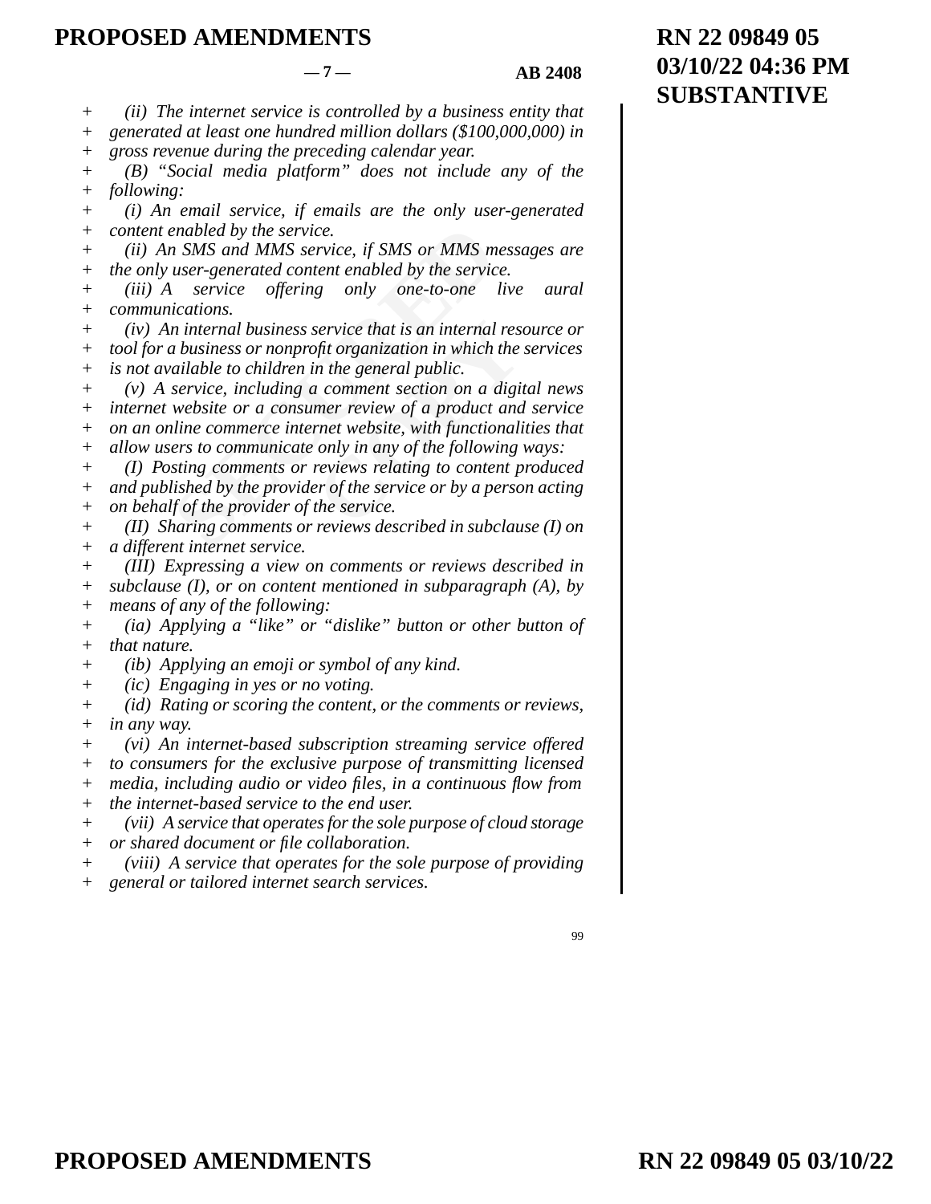*(ii) The internet service is controlled by a business entity that generated at least one hundred million dollars ($100,000,000) in gross revenue during the preceding calendar year.*

*(B) "Social media platform" does not include any of the following:*

*(i) An email service, if emails are the only user-generated content enabled by the service.*

*(ii) An SMS and MMS service, if SMS or MMS messages are the only user-generated content enabled by the service.*

*(iii) A service offering only one-to-one live aural communications.*

*(iv) An internal business service that is an internal resource or tool for a business or nonprofit organization in which the services is not available to children in the general public.*

*(v) A service, including a comment section on a digital news internet website or a consumer review of a product and service on an online commerce internet website, with functionalities that allow users to communicate only in any of the following ways:*

*(I) Posting comments or reviews relating to content produced and published by the provider of the service or by a person acting on behalf of the provider of the service.*

*(II) Sharing comments or reviews described in subclause (I) on a different internet service.*

*(III) Expressing a view on comments or reviews described in subclause (I), or on content mentioned in subparagraph (A), by means of any of the following:*

*(ia) Applying a "like" or "dislike" button or other button of that nature.*

*(ib) Applying an emoji or symbol of any kind.*

*(ic) Engaging in yes or no voting.*

*(id) Rating or scoring the content, or the comments or reviews, in any way.*

*(vi) An internet-based subscription streaming service offered to consumers for the exclusive purpose of transmitting licensed media, including audio or video files, in a continuous flow from the internet-based service to the end user.*

*(vii) A service that operates for the sole purpose of cloud storage or shared document or file collaboration.*

*(viii) A service that operates for the sole purpose of providing general or tailored internet search services.*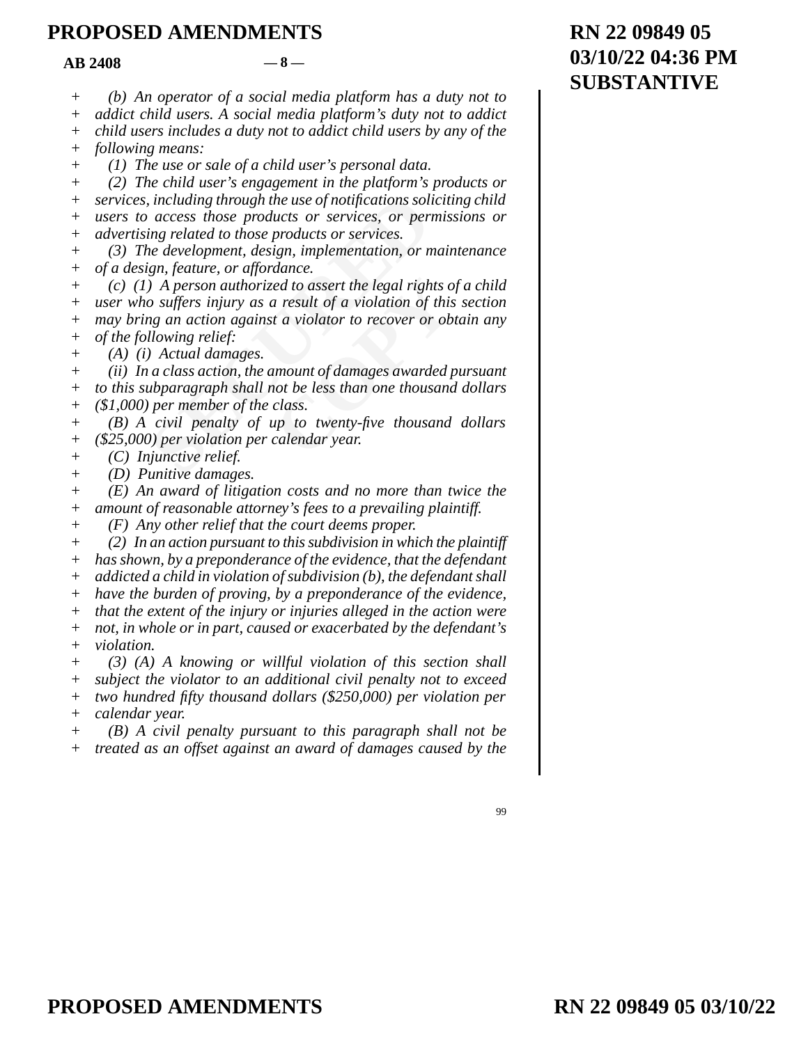*(b) An operator of a social media platform has a duty not to addict child users. A social media platform's duty not to addict child users includes a duty not to addict child users by any of the following means:*

*(1) The use or sale of a child user's personal data.*

*(2) The child user's engagement in the platform's products or services, including through the use of notifications soliciting child users to access those products or services, or permissions or advertising related to those products or services.*

*(3) The development, design, implementation, or maintenance of a design, feature, or affordance.*

*(c) (1) A person authorized to assert the legal rights of a child user who suffers injury as a result of a violation of this section may bring an action against a violator to recover or obtain any of the following relief:*

*(A) (i) Actual damages.*

*(ii) In a class action, the amount of damages awarded pursuant to this subparagraph shall not be less than one thousand dollars ($1,000) per member of the class.*

*(B) A civil penalty of up to twenty-five thousand dollars ($25,000) per violation per calendar year.*

*(C) Injunctive relief.*

*(D) Punitive damages.*

*(E) An award of litigation costs and no more than twice the amount of reasonable attorney's fees to a prevailing plaintiff.*

*(F) Any other relief that the court deems proper.*

*(2) In an action pursuant to this subdivision in which the plaintiff has shown, by a preponderance of the evidence, that the defendant addicted a child in violation of subdivision (b), the defendant shall have the burden of proving, by a preponderance of the evidence, that the extent of the injury or injuries alleged in the action were not, in whole or in part, caused or exacerbated by the defendant's violation.*

*(3) (A) A knowing or willful violation of this section shall subject the violator to an additional civil penalty not to exceed two hundred fifty thousand dollars ($250,000) per violation per calendar year.*

*(B) A civil penalty pursuant to this paragraph shall not be treated as an offset against an award of damages caused by the*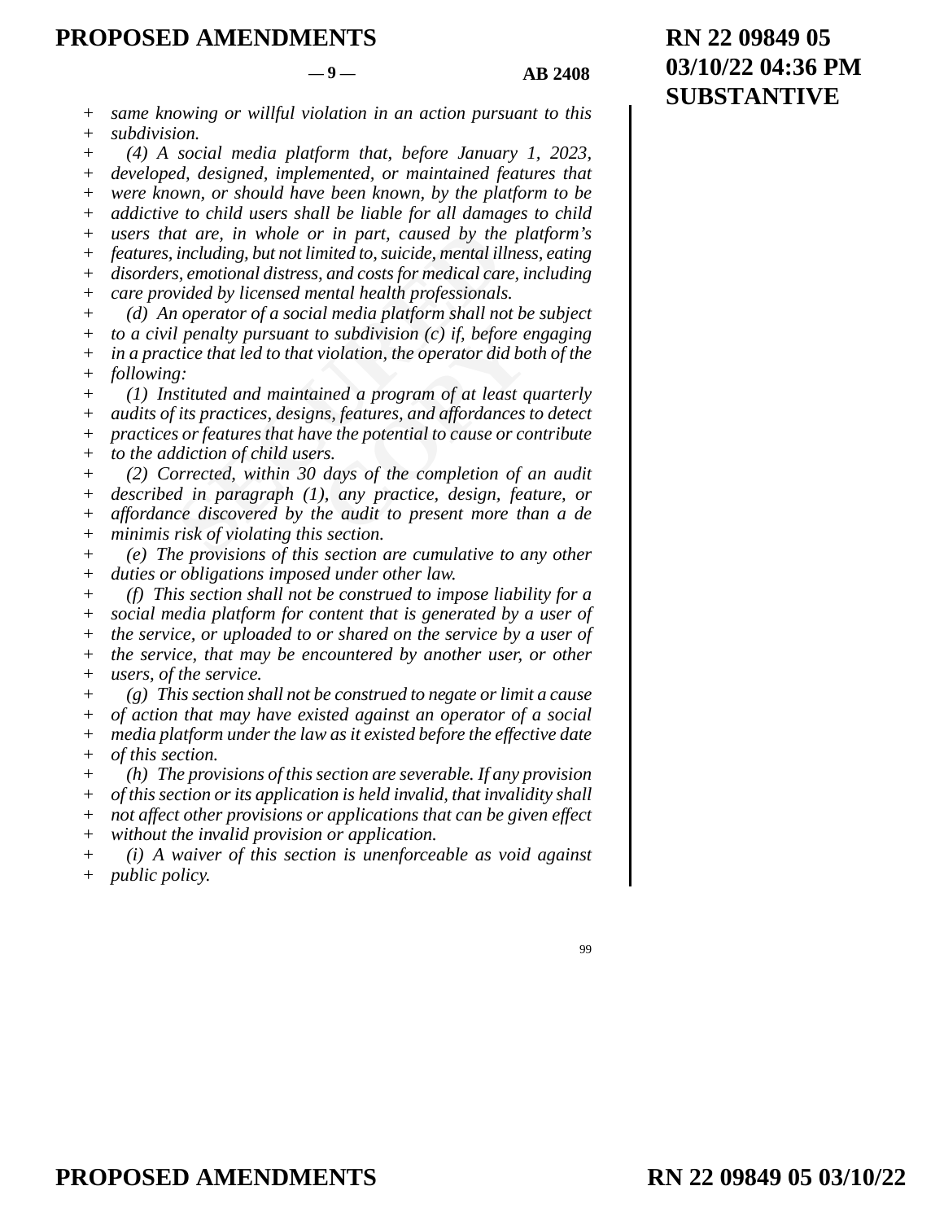*same knowing or willful violation in an action pursuant to this subdivision.*

*(4) A social media platform that, before January 1, 2023, developed, designed, implemented, or maintained features that were known, or should have been known, by the platform to be addictive to child users shall be liable for all damages to child users that are, in whole or in part, caused by the platform's features, including, but not limited to, suicide, mental illness, eating disorders, emotional distress, and costs for medical care, including care provided by licensed mental health professionals.*

*(d) An operator of a social media platform shall not be subject to a civil penalty pursuant to subdivision (c) if, before engaging in a practice that led to that violation, the operator did both of the following:*

*(1) Instituted and maintained a program of at least quarterly audits of its practices, designs, features, and affordances to detect practices or features that have the potential to cause or contribute to the addiction of child users.*

*(2) Corrected, within 30 days of the completion of an audit described in paragraph (1), any practice, design, feature, or affordance discovered by the audit to present more than a de minimis risk of violating this section.*

*(e) The provisions of this section are cumulative to any other duties or obligations imposed under other law.*

*(f) This section shall not be construed to impose liability for a social media platform for content that is generated by a user of the service, or uploaded to or shared on the service by a user of the service, that may be encountered by another user, or other users, of the service.*

*(g) This section shall not be construed to negate or limit a cause of action that may have existed against an operator of a social media platform under the law as it existed before the effective date of this section.*

*(h) The provisions of this section are severable. If any provision of this section or its application is held invalid, that invalidity shall not affect other provisions or applications that can be given effect without the invalid provision or application.*

*(i) A waiver of this section is unenforceable as void against public policy.*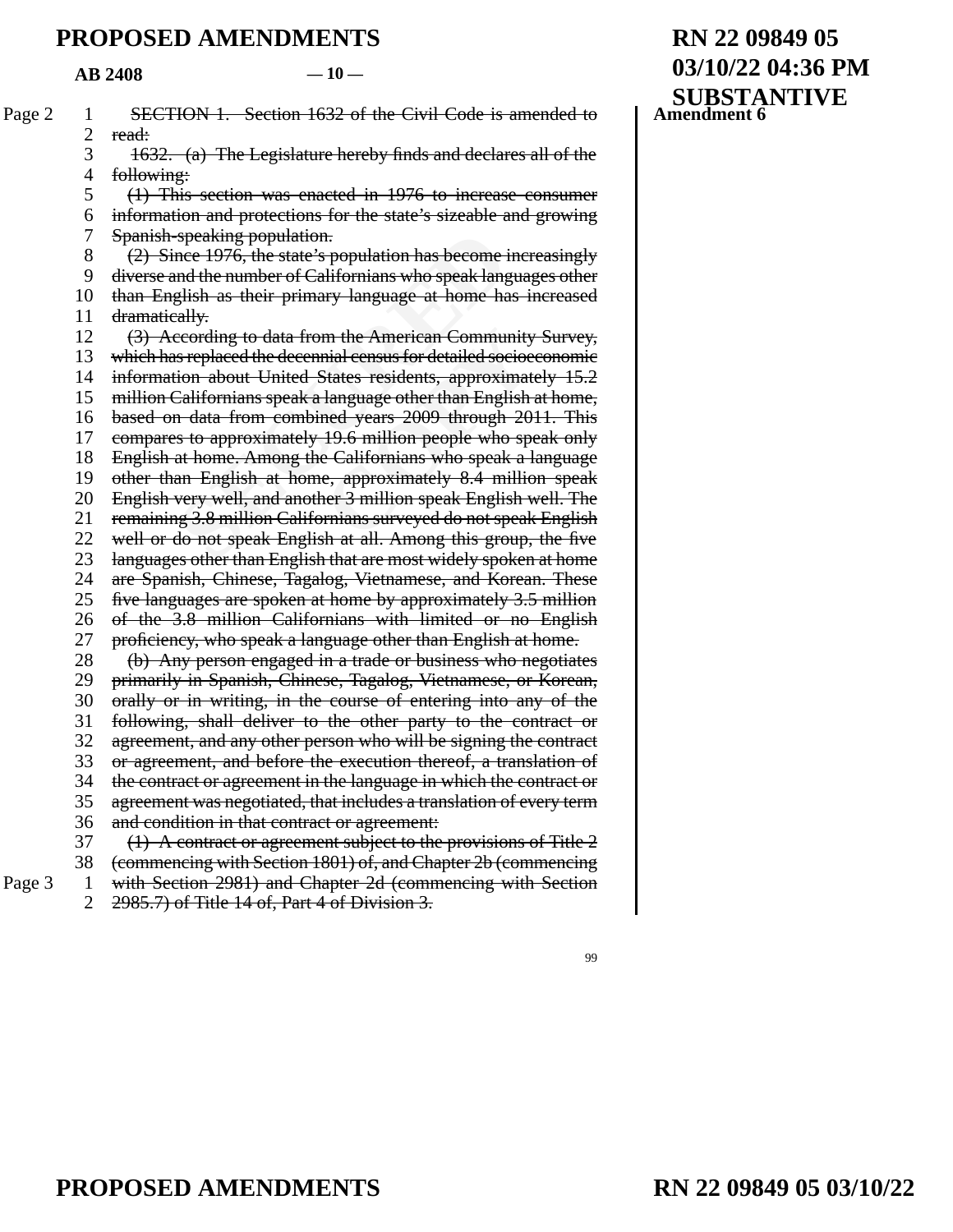**Amendment 6**

~~SECTION 1. Section 1632 of the Civil Code is amended to read:~~

~~1632. (a) The Legislature hereby finds and declares all of the following:~~

~~(1) This section was enacted in 1976 to increase consumer information and protections for the state's sizeable and growing Spanish-speaking population.~~

~~(2) Since 1976, the state's population has become increasingly diverse and the number of Californians who speak languages other than English as their primary language at home has increased dramatically.~~

~~(3) According to data from the American Community Survey, which has replaced the decennial census for detailed socioeconomic information about United States residents, approximately 15.2 million Californians speak a language other than English at home, based on data from combined years 2009 through 2011. This compares to approximately 19.6 million people who speak only English at home. Among the Californians who speak a language other than English at home, approximately 8.4 million speak English very well, and another 3 million speak English well. The remaining 3.8 million Californians surveyed do not speak English well or do not speak English at all. Among this group, the five languages other than English that are most widely spoken at home are Spanish, Chinese, Tagalog, Vietnamese, and Korean. These five languages are spoken at home by approximately 3.5 million of the 3.8 million Californians with limited or no English proficiency, who speak a language other than English at home.~~

~~(b) Any person engaged in a trade or business who negotiates primarily in Spanish, Chinese, Tagalog, Vietnamese, or Korean, orally or in writing, in the course of entering into any of the following, shall deliver to the other party to the contract or agreement, and any other person who will be signing the contract or agreement, and before the execution thereof, a translation of the contract or agreement in the language in which the contract or agreement was negotiated, that includes a translation of every term and condition in that contract or agreement:~~

~~(1) A contract or agreement subject to the provisions of Title 2 (commencing with Section 1801) of, and Chapter 2b (commencing with Section 2981) and Chapter 2d (commencing with Section 2985.7) of Title 14 of, Part 4 of Division 3.~~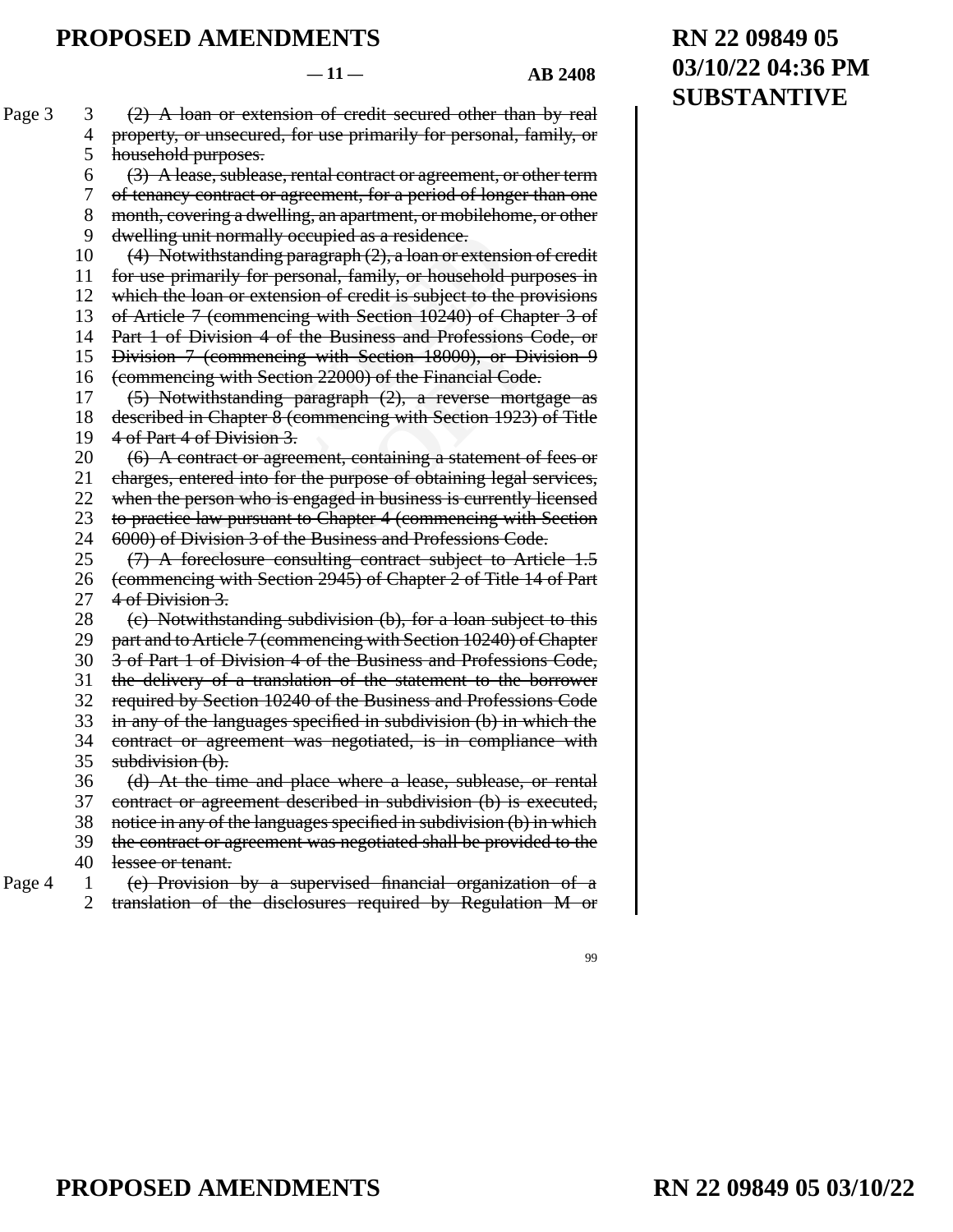~~(2) A loan or extension of credit secured other than by real property, or unsecured, for use primarily for personal, family, or household purposes.~~

~~(3) A lease, sublease, rental contract or agreement, or other term of tenancy contract or agreement, for a period of longer than one month, covering a dwelling, an apartment, or mobilehome, or other dwelling unit normally occupied as a residence.~~

~~(4) Notwithstanding paragraph (2), a loan or extension of credit for use primarily for personal, family, or household purposes in which the loan or extension of credit is subject to the provisions of Article 7 (commencing with Section 10240) of Chapter 3 of Part 1 of Division 4 of the Business and Professions Code, or Division 7 (commencing with Section 18000), or Division 9 (commencing with Section 22000) of the Financial Code.~~

~~(5) Notwithstanding paragraph (2), a reverse mortgage as described in Chapter 8 (commencing with Section 1923) of Title 4 of Part 4 of Division 3.~~

~~(6) A contract or agreement, containing a statement of fees or charges, entered into for the purpose of obtaining legal services, when the person who is engaged in business is currently licensed to practice law pursuant to Chapter 4 (commencing with Section 6000) of Division 3 of the Business and Professions Code.~~

~~(7) A foreclosure consulting contract subject to Article 1.5 (commencing with Section 2945) of Chapter 2 of Title 14 of Part 4 of Division 3.~~

~~(c) Notwithstanding subdivision (b), for a loan subject to this part and to Article 7 (commencing with Section 10240) of Chapter 3 of Part 1 of Division 4 of the Business and Professions Code, the delivery of a translation of the statement to the borrower required by Section 10240 of the Business and Professions Code in any of the languages specified in subdivision (b) in which the contract or agreement was negotiated, is in compliance with subdivision (b).~~

~~(d) At the time and place where a lease, sublease, or rental contract or agreement described in subdivision (b) is executed, notice in any of the languages specified in subdivision (b) in which the contract or agreement was negotiated shall be provided to the lessee or tenant.~~

~~(e) Provision by a supervised financial organization of a translation of the disclosures required by Regulation M or~~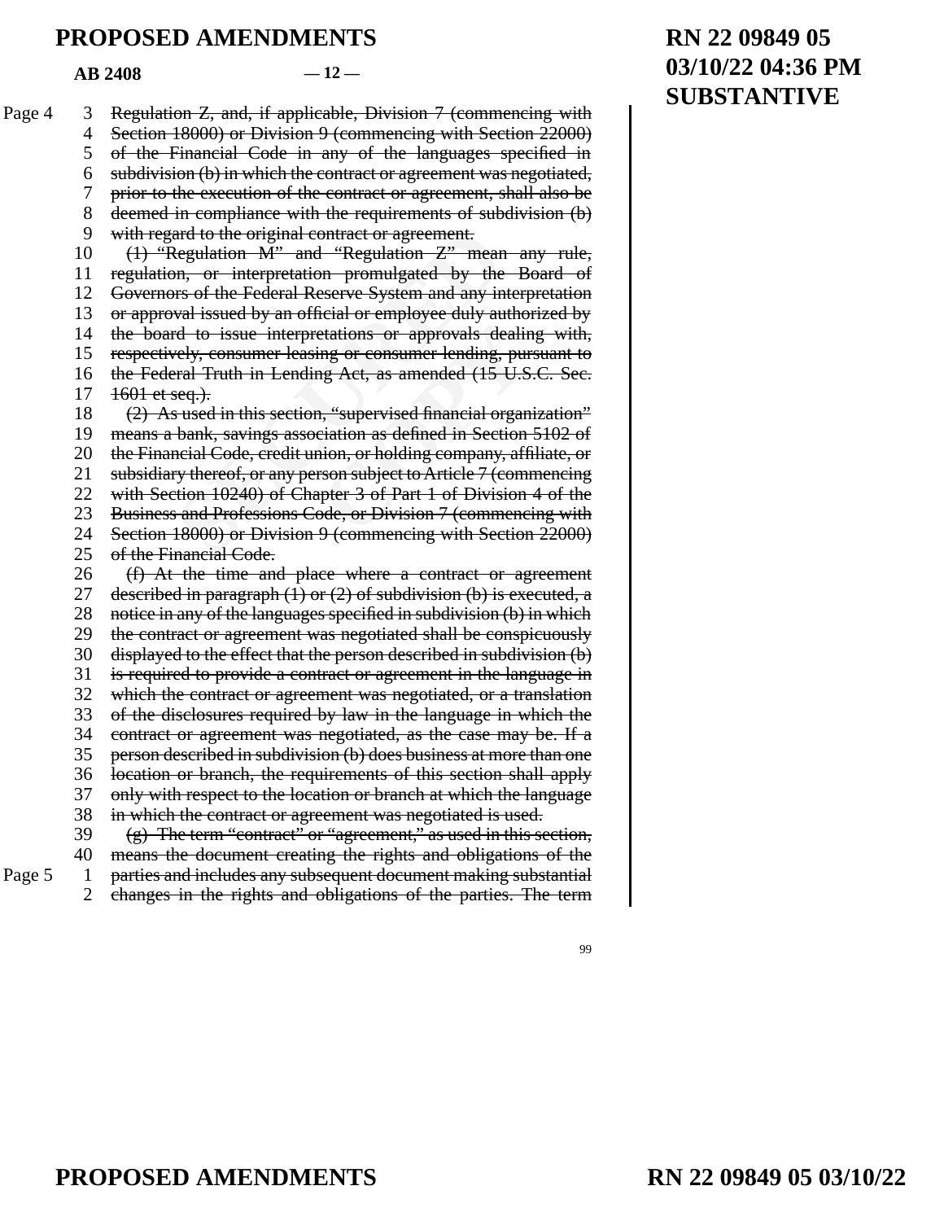~~Regulation Z, and, if applicable, Division 7 (commencing with Section 18000) or Division 9 (commencing with Section 22000) of the Financial Code in any of the languages specified in subdivision (b) in which the contract or agreement was negotiated, prior to the execution of the contract or agreement, shall also be deemed in compliance with the requirements of subdivision (b) with regard to the original contract or agreement.~~

~~(1) "Regulation M" and "Regulation Z" mean any rule, regulation, or interpretation promulgated by the Board of Governors of the Federal Reserve System and any interpretation or approval issued by an official or employee duly authorized by the board to issue interpretations or approvals dealing with, respectively, consumer leasing or consumer lending, pursuant to the Federal Truth in Lending Act, as amended (15 U.S.C. Sec. 1601 et seq.).~~

~~(2) As used in this section, "supervised financial organization" means a bank, savings association as defined in Section 5102 of the Financial Code, credit union, or holding company, affiliate, or subsidiary thereof, or any person subject to Article 7 (commencing with Section 10240) of Chapter 3 of Part 1 of Division 4 of the Business and Professions Code, or Division 7 (commencing with Section 18000) or Division 9 (commencing with Section 22000) of the Financial Code.~~

~~(f) At the time and place where a contract or agreement described in paragraph (1) or (2) of subdivision (b) is executed, a notice in any of the languages specified in subdivision (b) in which the contract or agreement was negotiated shall be conspicuously displayed to the effect that the person described in subdivision (b) is required to provide a contract or agreement in the language in which the contract or agreement was negotiated, or a translation of the disclosures required by law in the language in which the contract or agreement was negotiated, as the case may be. If a person described in subdivision (b) does business at more than one location or branch, the requirements of this section shall apply only with respect to the location or branch at which the language in which the contract or agreement was negotiated is used.~~

~~(g) The term "contract" or "agreement," as used in this section, means the document creating the rights and obligations of the parties and includes any subsequent document making substantial changes in the rights and obligations of the parties. The term~~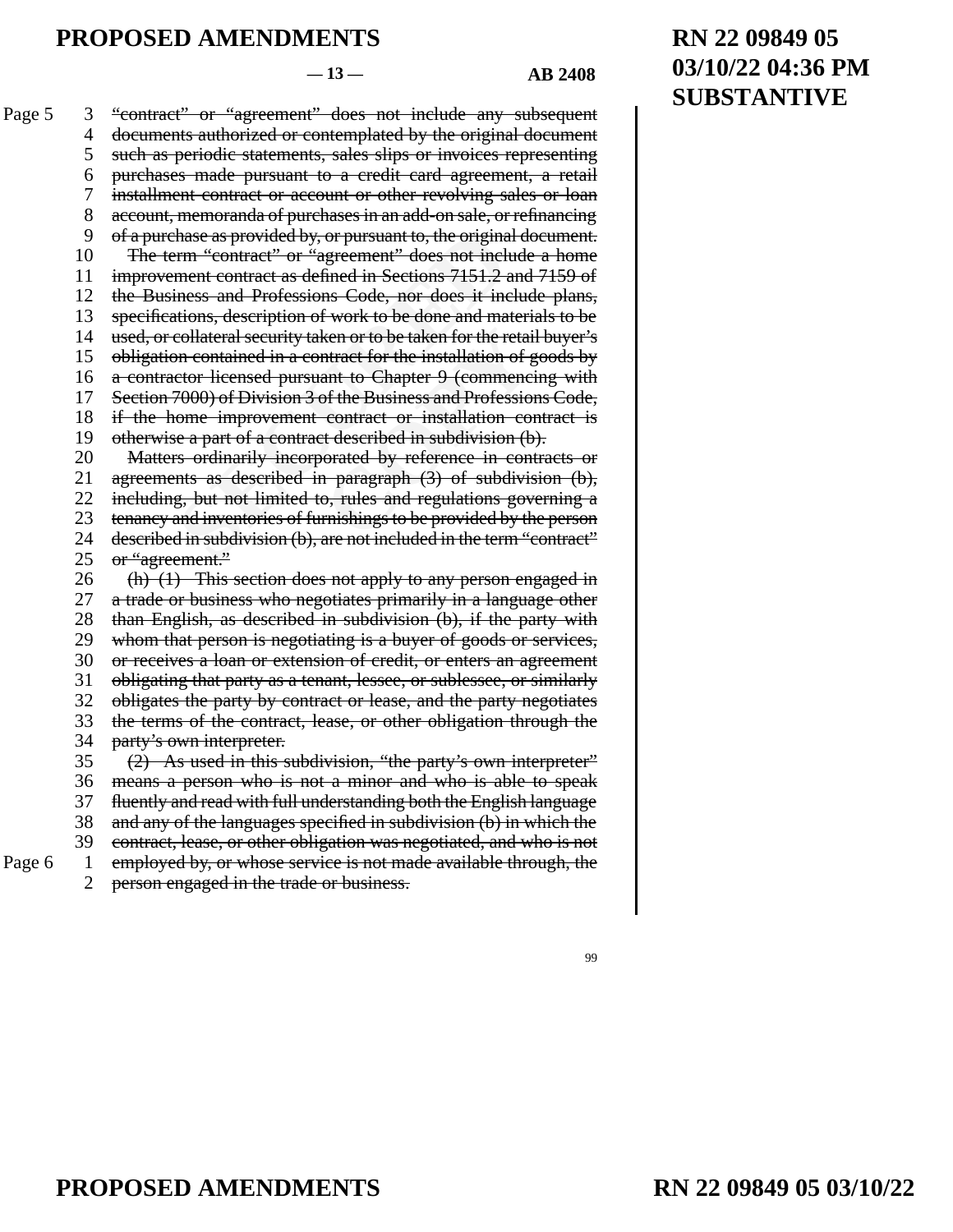~~"contract" or "agreement" does not include any subsequent documents authorized or contemplated by the original document such as periodic statements, sales slips or invoices representing purchases made pursuant to a credit card agreement, a retail installment contract or account or other revolving sales or loan account, memoranda of purchases in an add-on sale, or refinancing of a purchase as provided by, or pursuant to, the original document.~~

~~The term "contract" or "agreement" does not include a home improvement contract as defined in Sections 7151.2 and 7159 of the Business and Professions Code, nor does it include plans, specifications, description of work to be done and materials to be used, or collateral security taken or to be taken for the retail buyer's obligation contained in a contract for the installation of goods by a contractor licensed pursuant to Chapter 9 (commencing with Section 7000) of Division 3 of the Business and Professions Code, if the home improvement contract or installation contract is otherwise a part of a contract described in subdivision (b).~~

~~Matters ordinarily incorporated by reference in contracts or agreements as described in paragraph (3) of subdivision (b), including, but not limited to, rules and regulations governing a tenancy and inventories of furnishings to be provided by the person described in subdivision (b), are not included in the term "contract" or "agreement."~~

~~(h) (1) This section does not apply to any person engaged in a trade or business who negotiates primarily in a language other than English, as described in subdivision (b), if the party with whom that person is negotiating is a buyer of goods or services, or receives a loan or extension of credit, or enters an agreement obligating that party as a tenant, lessee, or sublessee, or similarly obligates the party by contract or lease, and the party negotiates the terms of the contract, lease, or other obligation through the party's own interpreter.~~

~~(2) As used in this subdivision, "the party's own interpreter" means a person who is not a minor and who is able to speak fluently and read with full understanding both the English language and any of the languages specified in subdivision (b) in which the contract, lease, or other obligation was negotiated, and who is not employed by, or whose service is not made available through, the person engaged in the trade or business.~~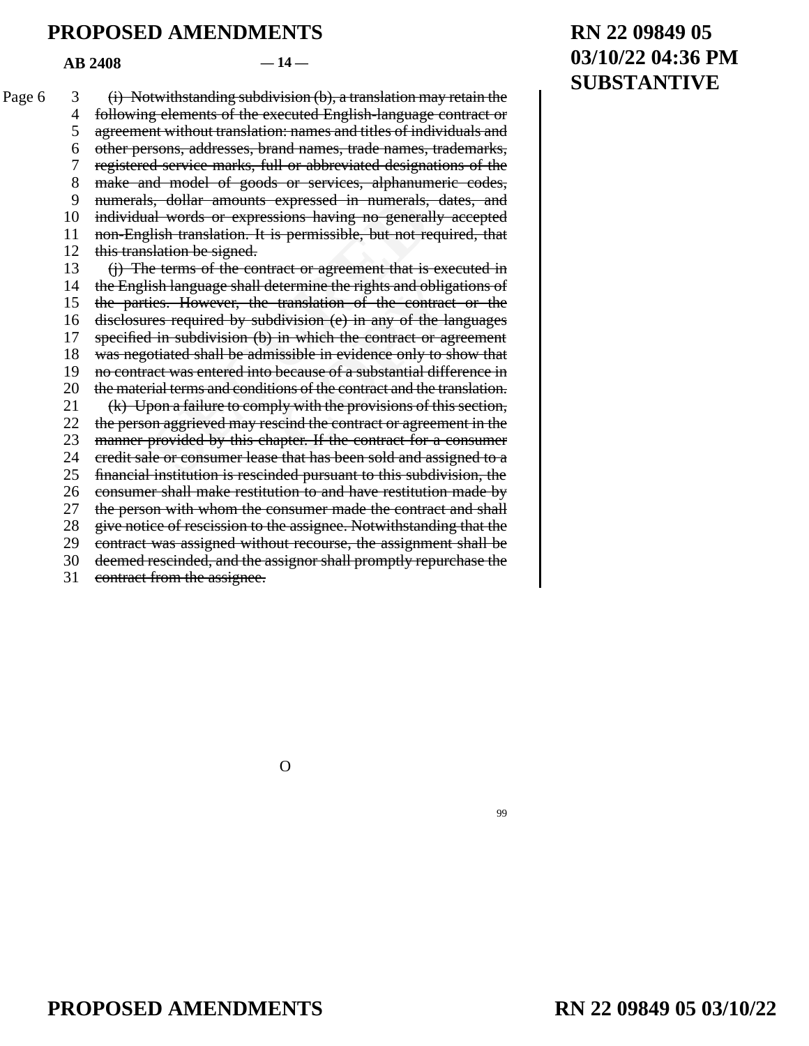# PROPOSED AMENDMENTS

**RN 22 09849 05**
**03/10/22 04:36 PM**
**SUBSTANTIVE**

Page 6

3 ~~(i) Notwithstanding subdivision (b), a translation may retain the~~
4 ~~following elements of the executed English-language contract or~~
5 ~~agreement without translation: names and titles of individuals and~~
6 ~~other persons, addresses, brand names, trade names, trademarks,~~
7 ~~registered service marks, full or abbreviated designations of the~~
8 ~~make and model of goods or services, alphanumeric codes,~~
9 ~~numerals, dollar amounts expressed in numerals, dates, and~~
10 ~~individual words or expressions having no generally accepted~~
11 ~~non-English translation. It is permissible, but not required, that~~
12 ~~this translation be signed.~~
13 ~~(j) The terms of the contract or agreement that is executed in~~
14 ~~the English language shall determine the rights and obligations of~~
15 ~~the parties. However, the translation of the contract or the~~
16 ~~disclosures required by subdivision (e) in any of the languages~~
17 ~~specified in subdivision (b) in which the contract or agreement~~
18 ~~was negotiated shall be admissible in evidence only to show that~~
19 ~~no contract was entered into because of a substantial difference in~~
20 ~~the material terms and conditions of the contract and the translation.~~
21 ~~(k) Upon a failure to comply with the provisions of this section,~~
22 ~~the person aggrieved may rescind the contract or agreement in the~~
23 ~~manner provided by this chapter. If the contract for a consumer~~
24 ~~credit sale or consumer lease that has been sold and assigned to a~~
25 ~~financial institution is rescinded pursuant to this subdivision, the~~
26 ~~consumer shall make restitution to and have restitution made by~~
27 ~~the person with whom the consumer made the contract and shall~~
28 ~~give notice of rescission to the assignee. Notwithstanding that the~~
29 ~~contract was assigned without recourse, the assignment shall be~~
30 ~~deemed rescinded, and the assignor shall promptly repurchase the~~
31 ~~contract from the assignee.~~

O